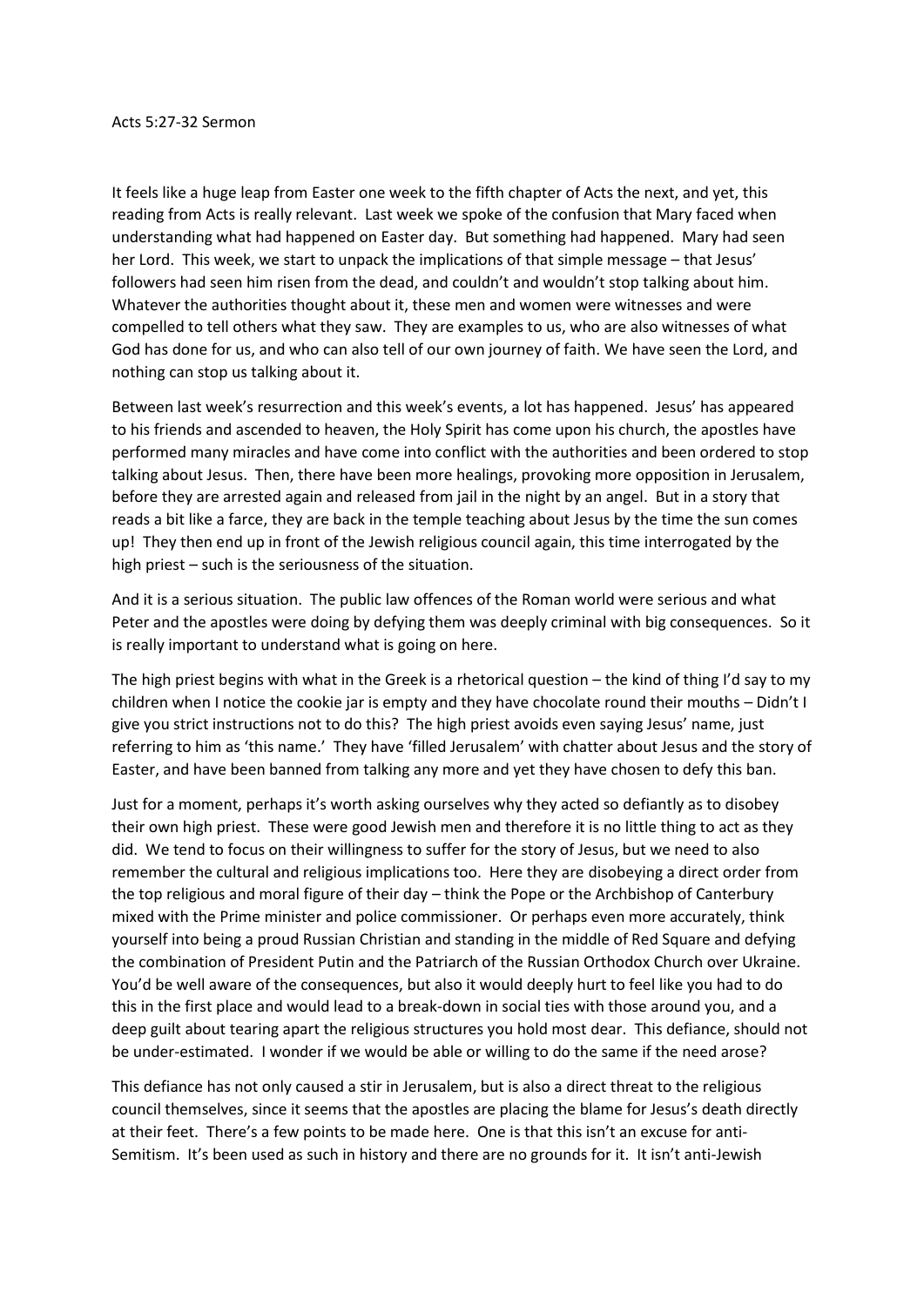Acts 5:27-32 Sermon

It feels like a huge leap from Easter one week to the fifth chapter of Acts the next, and yet, this reading from Acts is really relevant. Last week we spoke of the confusion that Mary faced when understanding what had happened on Easter day. But something had happened. Mary had seen her Lord. This week, we start to unpack the implications of that simple message – that Jesus' followers had seen him risen from the dead, and couldn't and wouldn't stop talking about him. Whatever the authorities thought about it, these men and women were witnesses and were compelled to tell others what they saw. They are examples to us, who are also witnesses of what God has done for us, and who can also tell of our own journey of faith. We have seen the Lord, and nothing can stop us talking about it.

Between last week's resurrection and this week's events, a lot has happened. Jesus' has appeared to his friends and ascended to heaven, the Holy Spirit has come upon his church, the apostles have performed many miracles and have come into conflict with the authorities and been ordered to stop talking about Jesus. Then, there have been more healings, provoking more opposition in Jerusalem, before they are arrested again and released from jail in the night by an angel. But in a story that reads a bit like a farce, they are back in the temple teaching about Jesus by the time the sun comes up! They then end up in front of the Jewish religious council again, this time interrogated by the high priest – such is the seriousness of the situation.

And it is a serious situation. The public law offences of the Roman world were serious and what Peter and the apostles were doing by defying them was deeply criminal with big consequences. So it is really important to understand what is going on here.

The high priest begins with what in the Greek is a rhetorical question – the kind of thing I'd say to my children when I notice the cookie jar is empty and they have chocolate round their mouths – Didn't I give you strict instructions not to do this? The high priest avoids even saying Jesus' name, just referring to him as 'this name.' They have 'filled Jerusalem' with chatter about Jesus and the story of Easter, and have been banned from talking any more and yet they have chosen to defy this ban.

Just for a moment, perhaps it's worth asking ourselves why they acted so defiantly as to disobey their own high priest. These were good Jewish men and therefore it is no little thing to act as they did. We tend to focus on their willingness to suffer for the story of Jesus, but we need to also remember the cultural and religious implications too. Here they are disobeying a direct order from the top religious and moral figure of their day – think the Pope or the Archbishop of Canterbury mixed with the Prime minister and police commissioner. Or perhaps even more accurately, think yourself into being a proud Russian Christian and standing in the middle of Red Square and defying the combination of President Putin and the Patriarch of the Russian Orthodox Church over Ukraine. You'd be well aware of the consequences, but also it would deeply hurt to feel like you had to do this in the first place and would lead to a break-down in social ties with those around you, and a deep guilt about tearing apart the religious structures you hold most dear. This defiance, should not be under-estimated. I wonder if we would be able or willing to do the same if the need arose?

This defiance has not only caused a stir in Jerusalem, but is also a direct threat to the religious council themselves, since it seems that the apostles are placing the blame for Jesus's death directly at their feet. There's a few points to be made here. One is that this isn't an excuse for anti-Semitism. It's been used as such in history and there are no grounds for it. It isn't anti-Jewish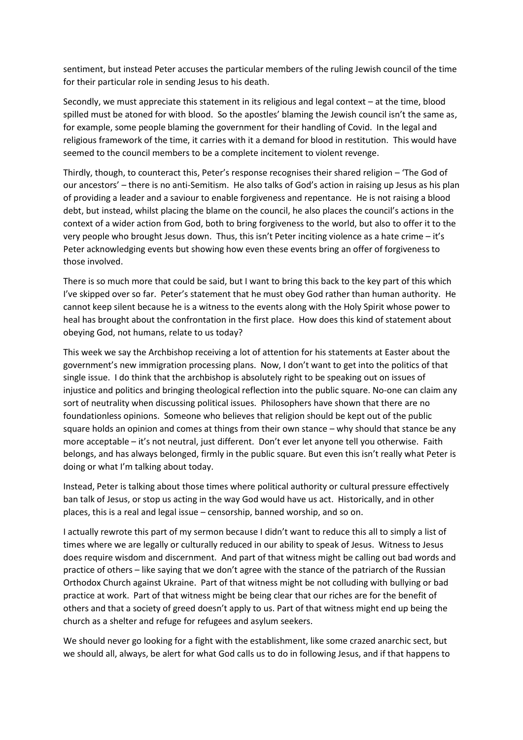sentiment, but instead Peter accuses the particular members of the ruling Jewish council of the time for their particular role in sending Jesus to his death.

Secondly, we must appreciate this statement in its religious and legal context – at the time, blood spilled must be atoned for with blood. So the apostles' blaming the Jewish council isn't the same as, for example, some people blaming the government for their handling of Covid. In the legal and religious framework of the time, it carries with it a demand for blood in restitution. This would have seemed to the council members to be a complete incitement to violent revenge.

Thirdly, though, to counteract this, Peter's response recognises their shared religion – 'The God of our ancestors' – there is no anti-Semitism. He also talks of God's action in raising up Jesus as his plan of providing a leader and a saviour to enable forgiveness and repentance. He is not raising a blood debt, but instead, whilst placing the blame on the council, he also places the council's actions in the context of a wider action from God, both to bring forgiveness to the world, but also to offer it to the very people who brought Jesus down. Thus, this isn't Peter inciting violence as a hate crime – it's Peter acknowledging events but showing how even these events bring an offer of forgiveness to those involved.

There is so much more that could be said, but I want to bring this back to the key part of this which I've skipped over so far. Peter's statement that he must obey God rather than human authority. He cannot keep silent because he is a witness to the events along with the Holy Spirit whose power to heal has brought about the confrontation in the first place. How does this kind of statement about obeying God, not humans, relate to us today?

This week we say the Archbishop receiving a lot of attention for his statements at Easter about the government's new immigration processing plans. Now, I don't want to get into the politics of that single issue. I do think that the archbishop is absolutely right to be speaking out on issues of injustice and politics and bringing theological reflection into the public square. No-one can claim any sort of neutrality when discussing political issues. Philosophers have shown that there are no foundationless opinions. Someone who believes that religion should be kept out of the public square holds an opinion and comes at things from their own stance – why should that stance be any more acceptable – it's not neutral, just different. Don't ever let anyone tell you otherwise. Faith belongs, and has always belonged, firmly in the public square. But even this isn't really what Peter is doing or what I'm talking about today.

Instead, Peter is talking about those times where political authority or cultural pressure effectively ban talk of Jesus, or stop us acting in the way God would have us act. Historically, and in other places, this is a real and legal issue – censorship, banned worship, and so on.

I actually rewrote this part of my sermon because I didn't want to reduce this all to simply a list of times where we are legally or culturally reduced in our ability to speak of Jesus. Witness to Jesus does require wisdom and discernment. And part of that witness might be calling out bad words and practice of others – like saying that we don't agree with the stance of the patriarch of the Russian Orthodox Church against Ukraine. Part of that witness might be not colluding with bullying or bad practice at work. Part of that witness might be being clear that our riches are for the benefit of others and that a society of greed doesn't apply to us. Part of that witness might end up being the church as a shelter and refuge for refugees and asylum seekers.

We should never go looking for a fight with the establishment, like some crazed anarchic sect, but we should all, always, be alert for what God calls us to do in following Jesus, and if that happens to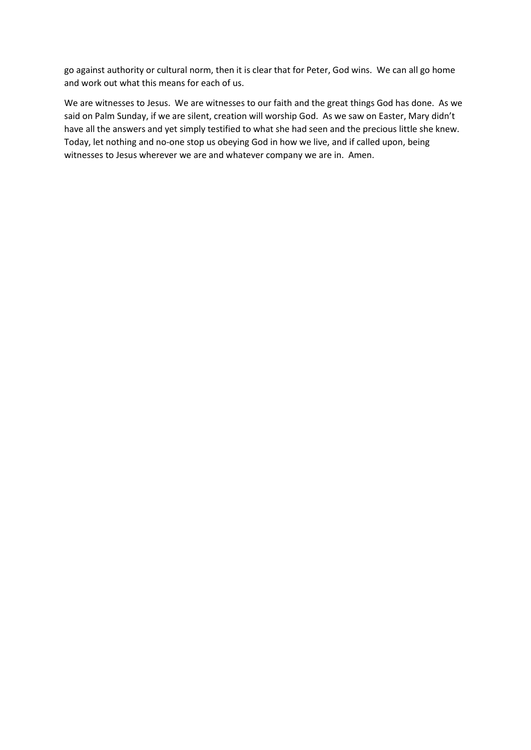go against authority or cultural norm, then it is clear that for Peter, God wins. We can all go home and work out what this means for each of us.

We are witnesses to Jesus. We are witnesses to our faith and the great things God has done. As we said on Palm Sunday, if we are silent, creation will worship God. As we saw on Easter, Mary didn't have all the answers and yet simply testified to what she had seen and the precious little she knew. Today, let nothing and no-one stop us obeying God in how we live, and if called upon, being witnesses to Jesus wherever we are and whatever company we are in. Amen.